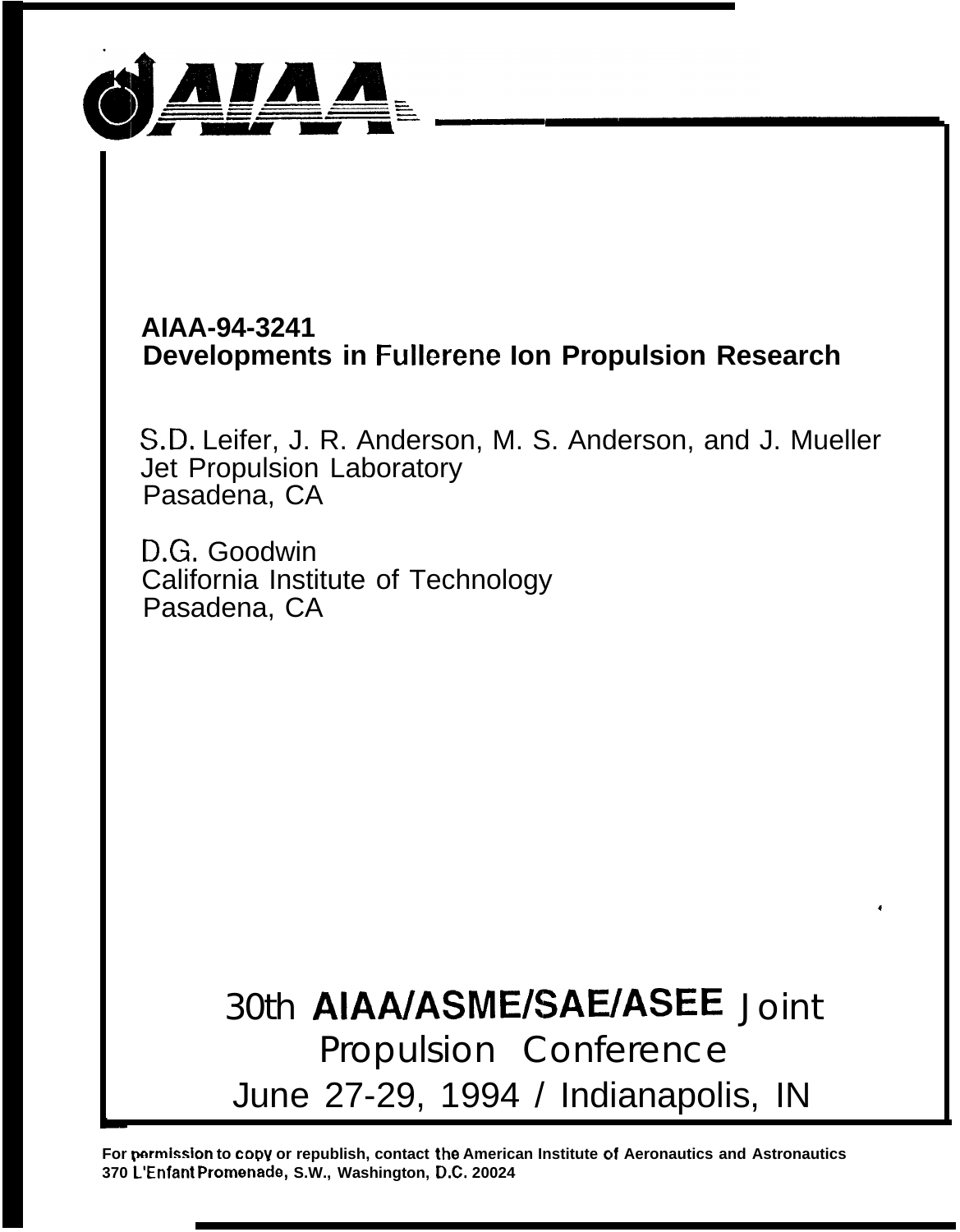AIAA

**AIAA-94-3241**
**Developments in Fullerene Ion Propulsion Research**

S.D. Leifer, J. R. Anderson, M. S. Anderson, and J. Mueller
Jet Propulsion Laboratory
Pasadena, CA

D.G. Goodwin
California Institute of Technology
Pasadena, CA

30th **AIAA/ASME/SAE/ASEE** Joint Propulsion Conference
June 27-29, 1994 / Indianapolis, IN

**For permission to copy or republish, contact the American Institute of Aeronautics and Astronautics 370 L'Enfant Promenade, S.W., Washington, D.C. 20024**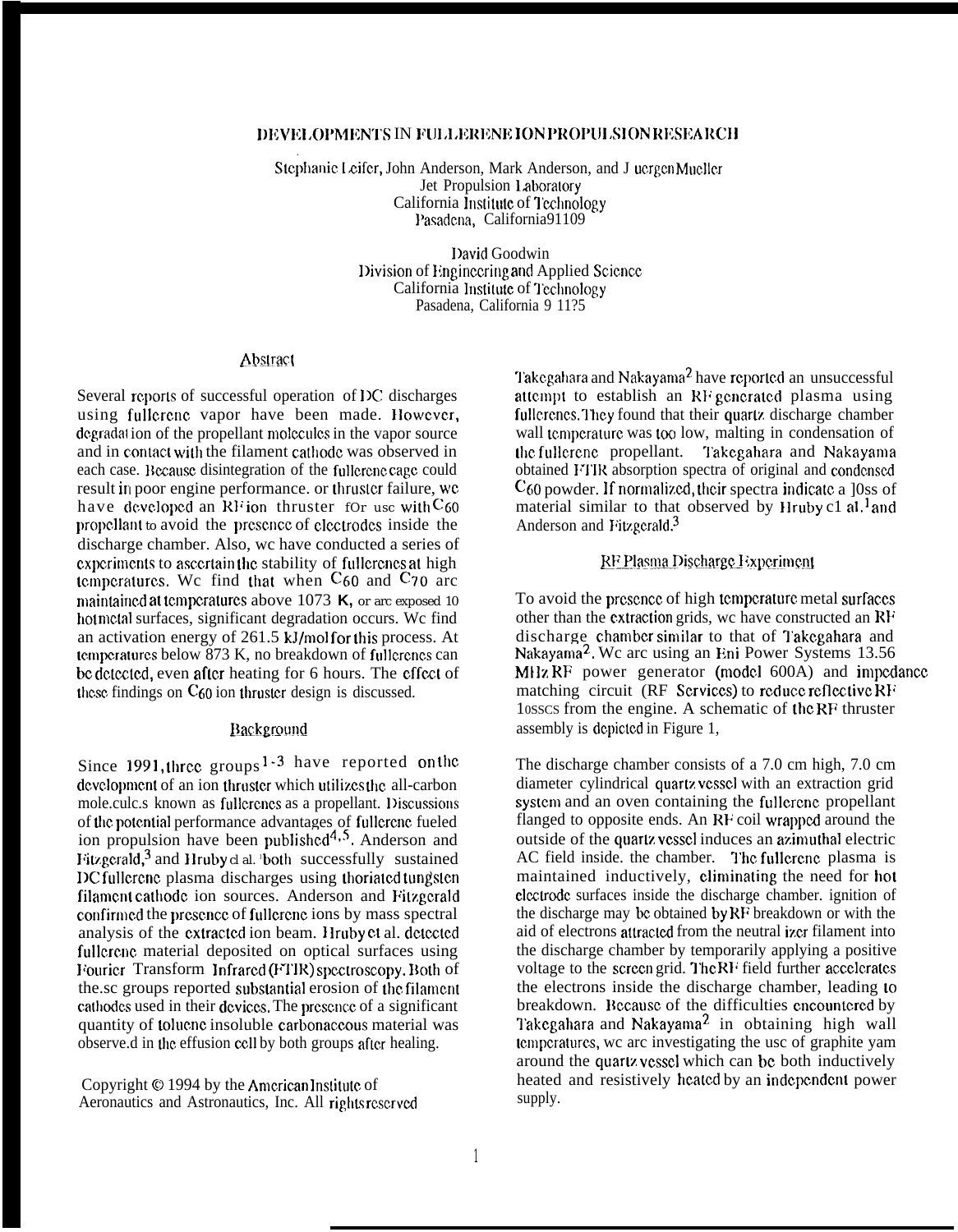# DEVELOPMENTS IN FULLERENE ION PROPULSION RESEARCH

Stephanie Leifer, John Anderson, Mark Anderson, and Juergen Mueller
Jet Propulsion Laboratory
California Institute of Technology
Pasadena, California 91109

David Goodwin
Division of Engineering and Applied Science
California Institute of Technology
Pasadena, California 9 11?5

## Abstract

Several reports of successful operation of DC discharges using fullerene vapor have been made. However, degradation of the propellant molecules in the vapor source and in contact with the filament cathode was observed in each case. Because disintegration of the fullerene cage could result in poor engine performance. or thruster failure, we have developed an RF ion thruster for use with $C_{60}$ propellant to avoid the presence of electrodes inside the discharge chamber. Also, we have conducted a series of experiments to ascertain the stability of fullerenes at high temperatures. We find that when $C_{60}$ and $C_{70}$ are maintained at temperatures above 1073 K, or are exposed to hot metal surfaces, significant degradation occurs. We find an activation energy of 261.5 kJ/mol for this process. At temperatures below 873 K, no breakdown of fullerenes can be detected, even after heating for 6 hours. The effect of these findings on $C_{60}$ ion thruster design is discussed.

## Background

Since 1991, three groups[1-3] have reported on the development of an ion thruster which utilizes the all-carbon molecules known as fullerenes as a propellant. Discussions of the potential performance advantages of fullerene fueled ion propulsion have been published[4,5]. Anderson and Fitzgerald,[3] and Hruby et al.[1] both successfully sustained DC fullerene plasma discharges using thoriated tungsten filament cathode ion sources. Anderson and Fitzgerald confirmed the presence of fullerene ions by mass spectral analysis of the extracted ion beam. Hruby et al. detected fullerene material deposited on optical surfaces using Fourier Transform Infrared (FTIR) spectroscopy. Both of these groups reported substantial erosion of the filament cathodes used in their devices. The presence of a significant quantity of toluene insoluble carbonaceous material was observed in the effusion cell by both groups after heating.

Copyright © 1994 by the American Institute of Aeronautics and Astronautics, Inc. All rights reserved

Takegahara and Nakayama[2] have reported an unsuccessful attempt to establish an RF generated plasma using fullerenes. They found that their quartz discharge chamber wall temperature was too low, resulting in condensation of the fullerene propellant. Takegahara and Nakayama obtained FTIR absorption spectra of original and condensed $C_{60}$ powder. If normalized, their spectra indicate a loss of material similar to that observed by Hruby et al.[1] and Anderson and Fitzgerald.[3]

## RF Plasma Discharge Experiment

To avoid the presence of high temperature metal surfaces other than the extraction grids, we have constructed an RF discharge chamber similar to that of Takegahara and Nakayama[2]. We are using an Eni Power Systems 13.56 MHz RF power generator (model 600A) and impedance matching circuit (RF Services) to reduce reflective RF losses from the engine. A schematic of the RF thruster assembly is depicted in Figure 1,

The discharge chamber consists of a 7.0 cm high, 7.0 cm diameter cylindrical quartz vessel with an extraction grid system and an oven containing the fullerene propellant flanged to opposite ends. An RF coil wrapped around the outside of the quartz vessel induces an azimuthal electric AC field inside. the chamber. The fullerene plasma is maintained inductively, eliminating the need for hot electrode surfaces inside the discharge chamber. ignition of the discharge may be obtained by RF breakdown or with the aid of electrons attracted from the neutralizer filament into the discharge chamber by temporarily applying a positive voltage to the screen grid. The RF field further accelerates the electrons inside the discharge chamber, leading to breakdown. Because of the difficulties encountered by Takegahara and Nakayama[2] in obtaining high wall temperatures, we are investigating the use of graphite yarn around the quartz vessel which can be both inductively heated and resistively heated by an independent power supply.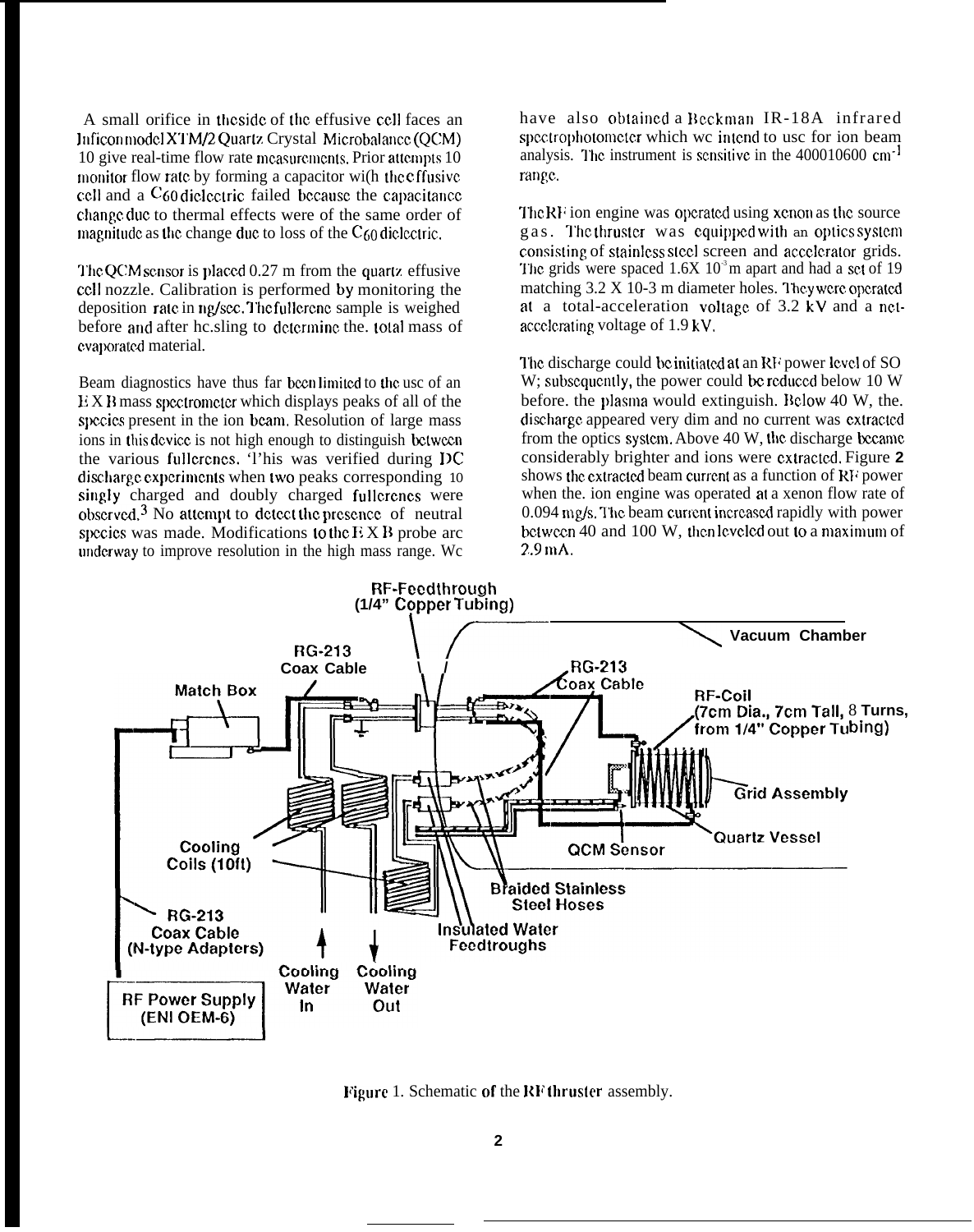A small orifice in the side of the effusive cell faces an Inficon model XTM/2 Quartz Crystal Microbalance (QCM) 10 give real-time flow rate measurements. Prior attempts 10 monitor flow rate by forming a capacitor wi(h the effusive cell and a $C_{60}$ dielectric failed because the capacitance change due to thermal effects were of the same order of magnitude as the change due to loss of the $C_{60}$ dielectric.

The QCM sensor is placed 0.27 m from the quartz effusive cell nozzle. Calibration is performed by monitoring the deposition rate in ng/sec. The fullerene sample is weighed before and after hc.sling to determine the. total mass of evaporated material.

Beam diagnostics have thus far been limited to the usc of an E X B mass spectrometer which displays peaks of all of the species present in the ion beam. Resolution of large mass ions in this device is not high enough to distinguish between the various fullerenes. 'l'his was verified during DC discharge experiments when two peaks corresponding 10 singly charged and doubly charged fullerenes were observed.[3] No attempt to detect the presence of neutral species was made. Modifications to the E X B probe arc underway to improve resolution in the high mass range. Wc have also obtained a Beckman IR-18A infrared spectrophotometer which wc intend to usc for ion beam analysis. The instrument is sensitive in the 400010600 $cm^{-1}$ range.

The RF ion engine was operated using xenon as the source gas. The thruster was equipped with an optics system consisting of stainless steel screen and accelerator grids. The grids were spaced 1.6X $10^{-3}$ m apart and had a set of 19 matching 3.2 X 10-3 m diameter holes. They were operated at a total-acceleration voltage of 3.2 kV and a net-accelerating voltage of 1.9 kV.

The discharge could be initiated at an RF power level of SO W; subsequently, the power could be reduced below 10 W before. the plasma would extinguish. Below 40 W, the. discharge appeared very dim and no current was extracted from the optics system. Above 40 W, the discharge became considerably brighter and ions were extracted. Figure 2 shows the extracted beam current as a function of RF power when the. ion engine was operated at a xenon flow rate of 0.094 mg/s. The beam current increased rapidly with power between 40 and 100 W, then leveled out to a maximum of 2.9 mA.

Figure 1. Schematic of the RF thruster assembly.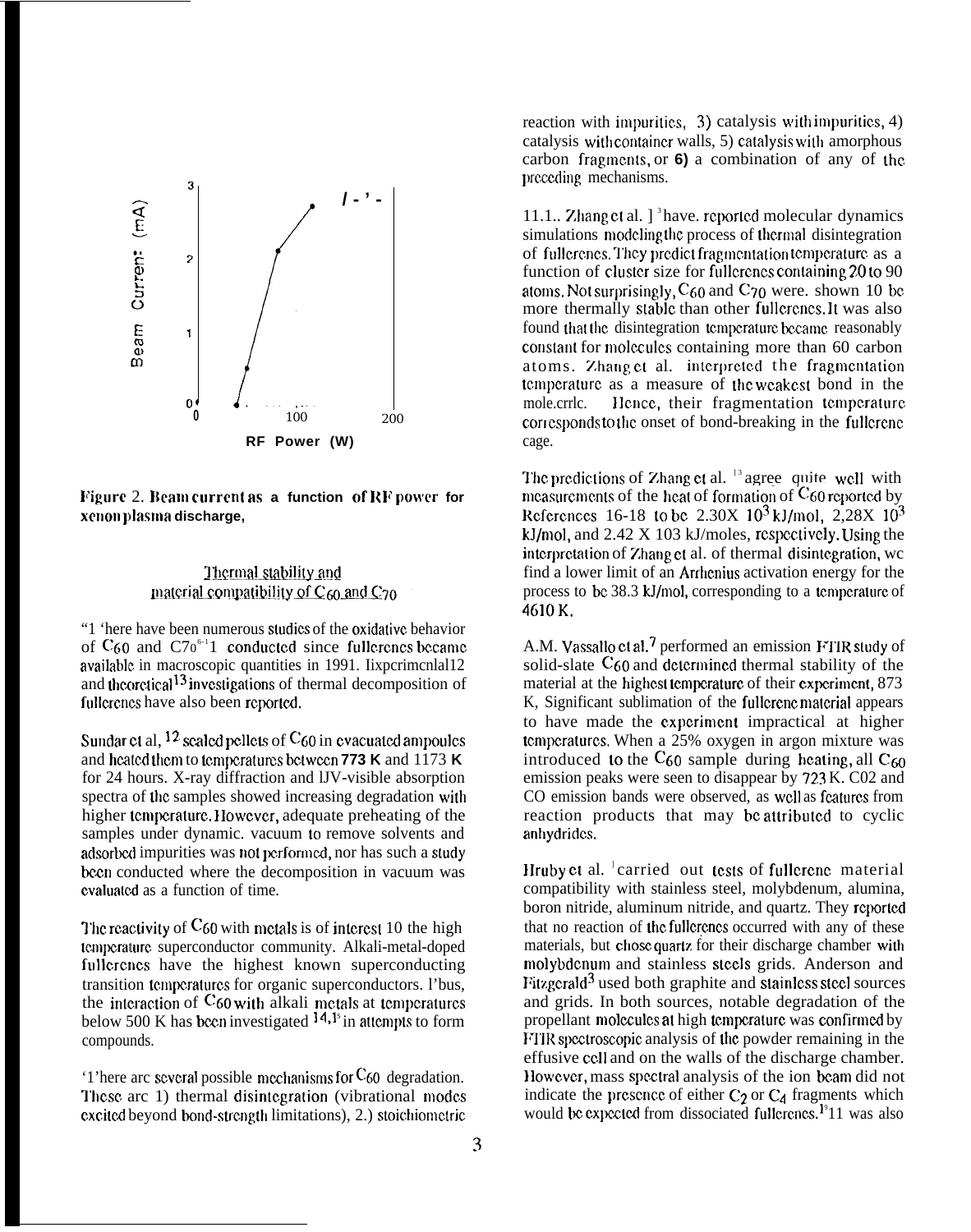Figure 2. Beam current as a function of RF power for xenon plasma discharge,

## Thermal stability and material compatibility of $C_{60}$ and $C_{70}$

"1 'here have been numerous studies of the oxidative behavior of $C_{60}$ and $C_{70}$[6-1]1 conducted since fullerenes became available in macroscopic quantities in 1991. Experimental[12] and theoretical[13] investigations of thermal decomposition of fullerenes have also been reported.

Sundar et al, [12] sealed pellets of $C_{60}$ in evacuated ampoules and heated them to temperatures between 773 K and 1173 K for 24 hours. X-ray diffraction and UV-visible absorption spectra of the samples showed increasing degradation with higher temperature. However, adequate preheating of the samples under dynamic. vacuum to remove solvents and adsorbed impurities was not performed, nor has such a study been conducted where the decomposition in vacuum was evaluated as a function of time.

The reactivity of $C_{60}$ with metals is of interest 10 the high temperature superconductor community. Alkali-metal-doped fullerenes have the highest known superconducting transition temperatures for organic superconductors. Thus, the interaction of $C_{60}$ with alkali metals at temperatures below 500 K has been investigated [14,15] in attempts to form compounds.

'1'here are several possible mechanisms for $C_{60}$ degradation. These are 1) thermal disintegration (vibrational modes excited beyond bond-strength limitations), 2.) stoichiometric reaction with impurities, 3) catalysis with impurities, 4) catalysis with container walls, 5) catalysis with amorphous carbon fragments, or **6)** a combination of any of the preceding mechanisms.

11.1.. Zhang et al. ][3] have. reported molecular dynamics simulations modeling the process of thermal disintegration of fullerenes. They predict fragmentation temperature as a function of cluster size for fullerenes containing 20 to 90 atoms. Not surprisingly, $C_{60}$ and $C_{70}$ were. shown 10 be more thermally stable than other fullerenes. It was also found that the disintegration temperature became reasonably constant for molecules containing more than 60 carbon atoms. Zhang et al. interpreted the fragmentation temperature as a measure of the weakest bond in the mole.crrlc. Hence, their fragmentation temperature corresponds to the onset of bond-breaking in the fullerene cage.

The predictions of Zhang et al. [13] agree quite well with measurements of the heat of formation of $C_{60}$ reported by References 16-18 to be $2.30 \times 10^3$ kJ/mol, $2{,}28 \times 10^3$ kJ/mol, and 2.42 X 103 kJ/moles, respectively. Using the interpretation of Zhang et al. of thermal disintegration, we find a lower limit of an Arrhenius activation energy for the process to be 38.3 kJ/mol, corresponding to a temperature of 4610 K.

A.M. Vassallo et al.[7] performed an emission FTIR study of solid-slate $C_{60}$ and determined thermal stability of the material at the highest temperature of their experiment, 873 K, Significant sublimation of the fullerene material appears to have made the experiment impractical at higher temperatures. When a 25% oxygen in argon mixture was introduced to the $C_{60}$ sample during heating, all $C_{60}$ emission peaks were seen to disappear by 723 K. $CO_2$ and CO emission bands were observed, as well as features from reaction products that may be attributed to cyclic anhydrides.

Hruby et al. [1]carried out tests of fullerene material compatibility with stainless steel, molybdenum, alumina, boron nitride, aluminum nitride, and quartz. They reported that no reaction of the fullerenes occurred with any of these materials, but chose quartz for their discharge chamber with molybdenum and stainless steels grids. Anderson and Fitzgerald[3] used both graphite and stainless steel sources and grids. In both sources, notable degradation of the propellant molecules at high temperature was confirmed by FTIR spectroscopic analysis of the powder remaining in the effusive cell and on the walls of the discharge chamber. However, mass spectral analysis of the ion beam did not indicate the presence of either $C_2$ or $C_4$ fragments which would be expected from dissociated fullerenes.[19]11 was also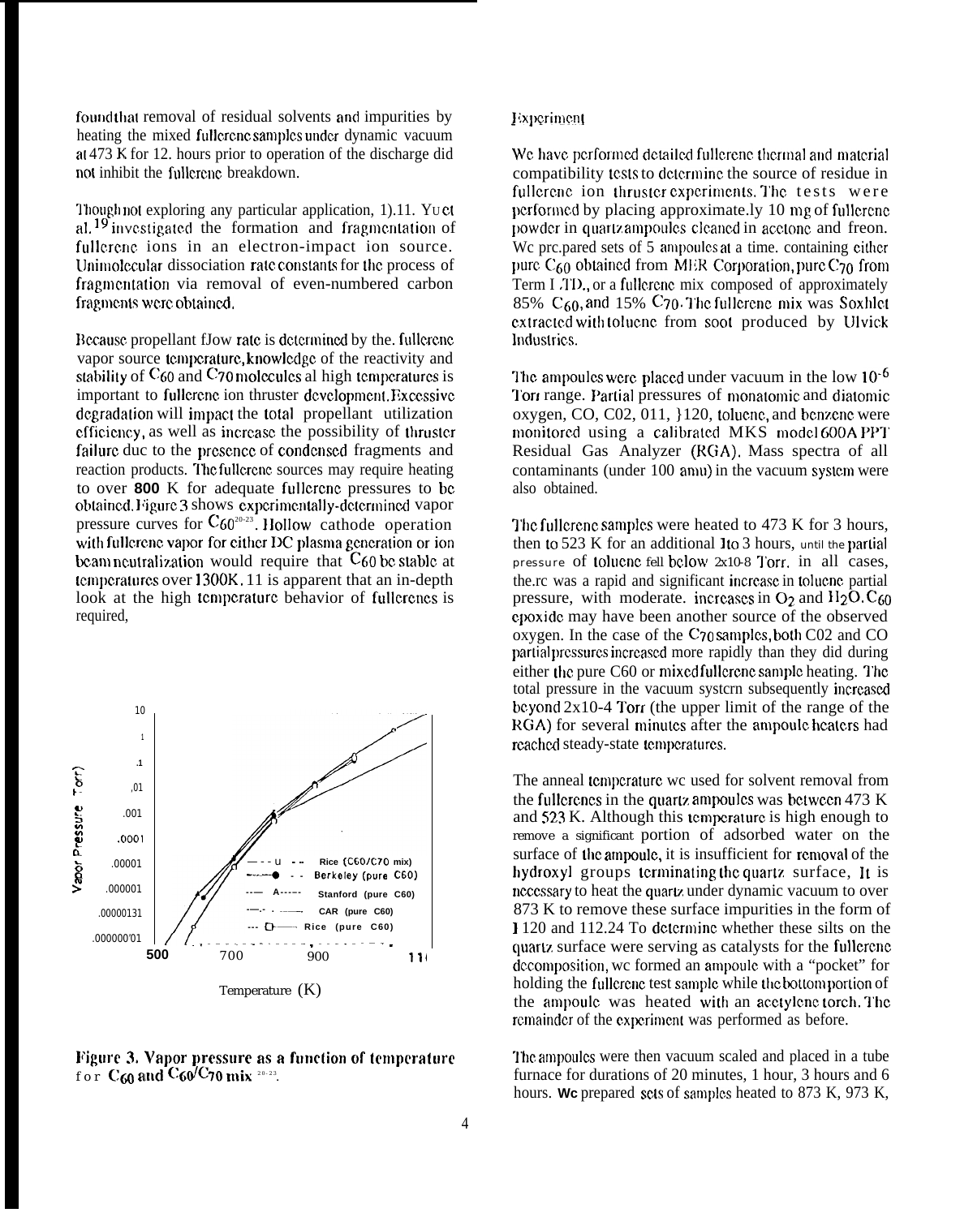found that removal of residual solvents and impurities by heating the mixed fullerene samples under dynamic vacuum at 473 K for 12. hours prior to operation of the discharge did not inhibit the fullerene breakdown.

Though not exploring any particular application, D.K. Yu et al.[19] investigated the formation and fragmentation of fullerene ions in an electron-impact ion source. Unimolecular dissociation rate constants for the process of fragmentation via removal of even-numbered carbon fragments were obtained.

Because propellant flow rate is determined by the. fullerene vapor source temperature, knowledge of the reactivity and stability of $C_{60}$ and $C_{70}$ molecules at high temperatures is important to fullerene ion thruster development. Excessive degradation will impact the total propellant utilization efficiency, as well as increase the possibility of thruster failure due to the presence of condensed fragments and reaction products. The fullerene sources may require heating to over **800** K for adequate fullerene pressures to be obtained. Figure 3 shows experimentally-determined vapor pressure curves for $C_{60}$[20-23]. Hollow cathode operation with fullerene vapor for either DC plasma generation or ion beam neutralization would require that $C_{60}$ be stable at temperatures over 1300K. It is apparent that an in-depth look at the high temperature behavior of fullerenes is required,

**Figure 3. Vapor pressure as a function of temperature for $C_{60}$ and $C_{60}/C_{70}$ mix** [20-23].

## Experiment

We have performed detailed fullerene thermal and material compatibility tests to determine the source of residue in fullerene ion thruster experiments. The tests were performed by placing approximately 10 mg of fullerene powder in quartz ampoules cleaned in acetone and freon. We prepared sets of 5 ampoules at a time. containing either pure $C_{60}$ obtained from MER Corporation, pure $C_{70}$ from Term USA, or a fullerene mix composed of approximately 85% $C_{60}$, and 15% $C_{70}$. The fullerene mix was Soxhlet extracted with toluene from soot produced by Ulvick Industries.

The ampoules were placed under vacuum in the low $10^{-6}$ Torr range. Partial pressures of monatomic and diatomic oxygen, CO, $CO_2$, OH, $H_2O$, toluene, and benzene were monitored using a calibrated MKS model 600A PPT Residual Gas Analyzer (RGA). Mass spectra of all contaminants (under 100 amu) in the vacuum system were also obtained.

The fullerene samples were heated to 473 K for 3 hours, then to 523 K for an additional 1 to 3 hours, until the partial pressure of toluene fell below 2x10-8 Torr. in all cases, there was a rapid and significant increase in toluene partial pressure, with moderate. increases in $O_2$ and $H_2O$. $C_{60}$ epoxide may have been another source of the observed oxygen. In the case of the $C_{70}$ samples, both $CO_2$ and CO partial pressures increased more rapidly than they did during either the pure C60 or mixed fullerene sample heating. The total pressure in the vacuum system subsequently increased beyond 2x10-4 Torr (the upper limit of the range of the RGA) for several minutes after the ampoule heaters had reached steady-state temperatures.

The anneal temperature we used for solvent removal from the fullerenes in the quartz ampoules was between 473 K and 523 K. Although this temperature is high enough to remove a significant portion of adsorbed water on the surface of the ampoule, it is insufficient for removal of the hydroxyl groups terminating the quartz surface, It is necessary to heat the quartz under dynamic vacuum to over 873 K to remove these surface impurities in the form of $H_2O$ and $H_2$.[24] To determine whether these silts on the quartz surface were serving as catalysts for the fullerene decomposition, we formed an ampoule with a "pocket" for holding the fullerene test sample while the bottom portion of the ampoule was heated with an acetylene torch. The remainder of the experiment was performed as before.

The ampoules were then vacuum sealed and placed in a tube furnace for durations of 20 minutes, 1 hour, 3 hours and 6 hours. We prepared sets of samples heated to 873 K, 973 K,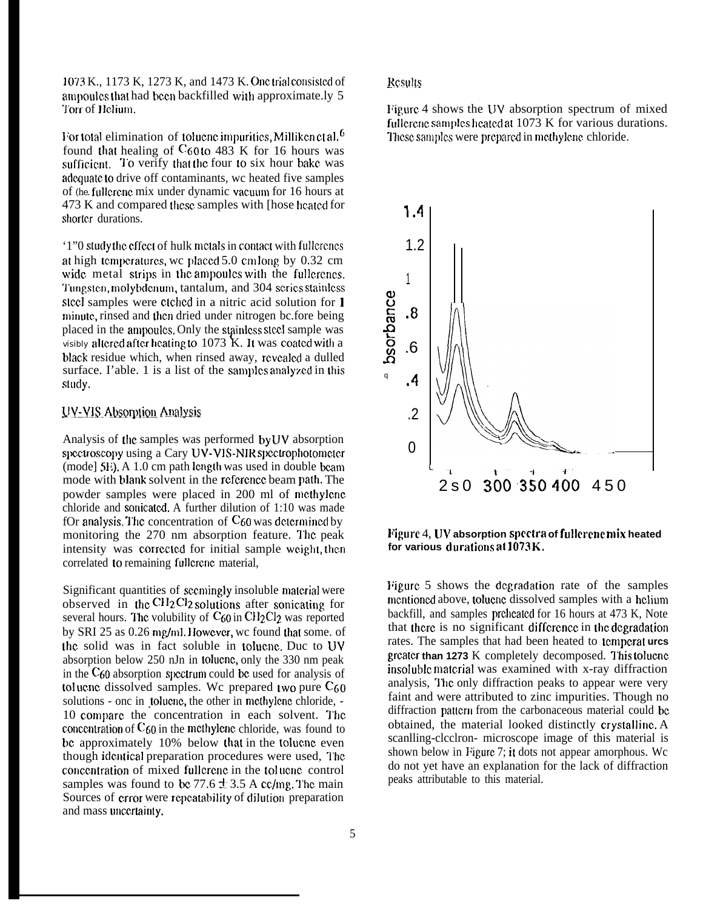1073 K., 1173 K, 1273 K, and 1473 K. One trial consisted of ampoules that had been backfilled with approximate.ly 5 Torr of Helium.

For total elimination of toluene impurities, Milliken et al.[6] found that healing of $C_{60}$ to 483 K for 16 hours was sufficient. To verify that the four to six hour bake was adequate to drive off contaminants, we heated five samples of the fullerene mix under dynamic vacuum for 16 hours at 473 K and compared these samples with [hose heated for shorter durations.

'1"0 study the effect of hulk metals in contact with fullerenes at high temperatures, we placed 5.0 cm long by 0.32 cm wide metal strips in the ampoules with the fullerenes. Tungsten, molybdenum, tantalum, and 304 series stainless steel samples were etched in a nitric acid solution for 1 minute, rinsed and then dried under nitrogen bc.fore being placed in the ampoules. Only the stainless steel sample was visibly altered after heating to 1073 K. It was coated with a black residue which, when rinsed away, revealed a dulled surface. I'able. 1 is a list of the samples analyzed in this study.

## UV-VIS Absorption Analysis

Analysis of the samples was performed by UV absorption spectroscopy using a Cary UV-VIS-NIR spectrophotometer (mode] 5E). A 1.0 cm path length was used in double beam mode with blank solvent in the reference beam path. The powder samples were placed in 200 ml of methylene chloride and sonicated. A further dilution of 1:10 was made fOr analysis. The concentration of $C_{60}$ was determined by monitoring the 270 nm absorption feature. The peak intensity was corrected for initial sample weight, then correlated to remaining fullerene material,

Significant quantities of seemingly insoluble material were observed in the $CH_2Cl_2$ solutions after sonicating for several hours. The volubility of $C_{60}$ in $CH_2Cl_2$ was reported by SRI 25 as 0.26 mg/ml. However, we found that some. of the solid was in fact soluble in toluene. Duc to UV absorption below 250 nJn in toluene, only the 330 nm peak in the $C_{60}$ absorption spectrum could be used for analysis of toluene dissolved samples. We prepared two pure $C_{60}$ solutions - one in toluene, the other in methylene chloride, - 10 compare the concentration in each solvent. The concentration of $C_{60}$ in the methylene chloride, was found to be approximately 10% below that in the toluene even though identical preparation procedures were used, The concentration of mixed fullerene in the toluene control samples was found to be 77.6 ± 3.5 A cc/mg. The main Sources of error were repeatability of dilution preparation and mass uncertainty.

## Results

Figure 4 shows the UV absorption spectrum of mixed fullerene samples heated at 1073 K for various durations. These samples were prepared in methylene chloride.

Figure 4, UV absorption spectra of fullerene mix heated for various durations at 1073 K.

Figure 5 shows the degradation rate of the samples mentioned above, toluene dissolved samples with a helium backfill, and samples preheated for 16 hours at 473 K, Note that there is no significant difference in the degradation rates. The samples that had been heated to temperatures greater than 1273 K completely decomposed. This toluene insoluble material was examined with x-ray diffraction analysis, The only diffraction peaks to appear were very faint and were attributed to zinc impurities. Though no diffraction pattern from the carbonaceous material could be obtained, the material looked distinctly crystalline. A scanning-electron- microscope image of this material is shown below in Figure 7; it dots not appear amorphous. We do not yet have an explanation for the lack of diffraction peaks attributable to this material.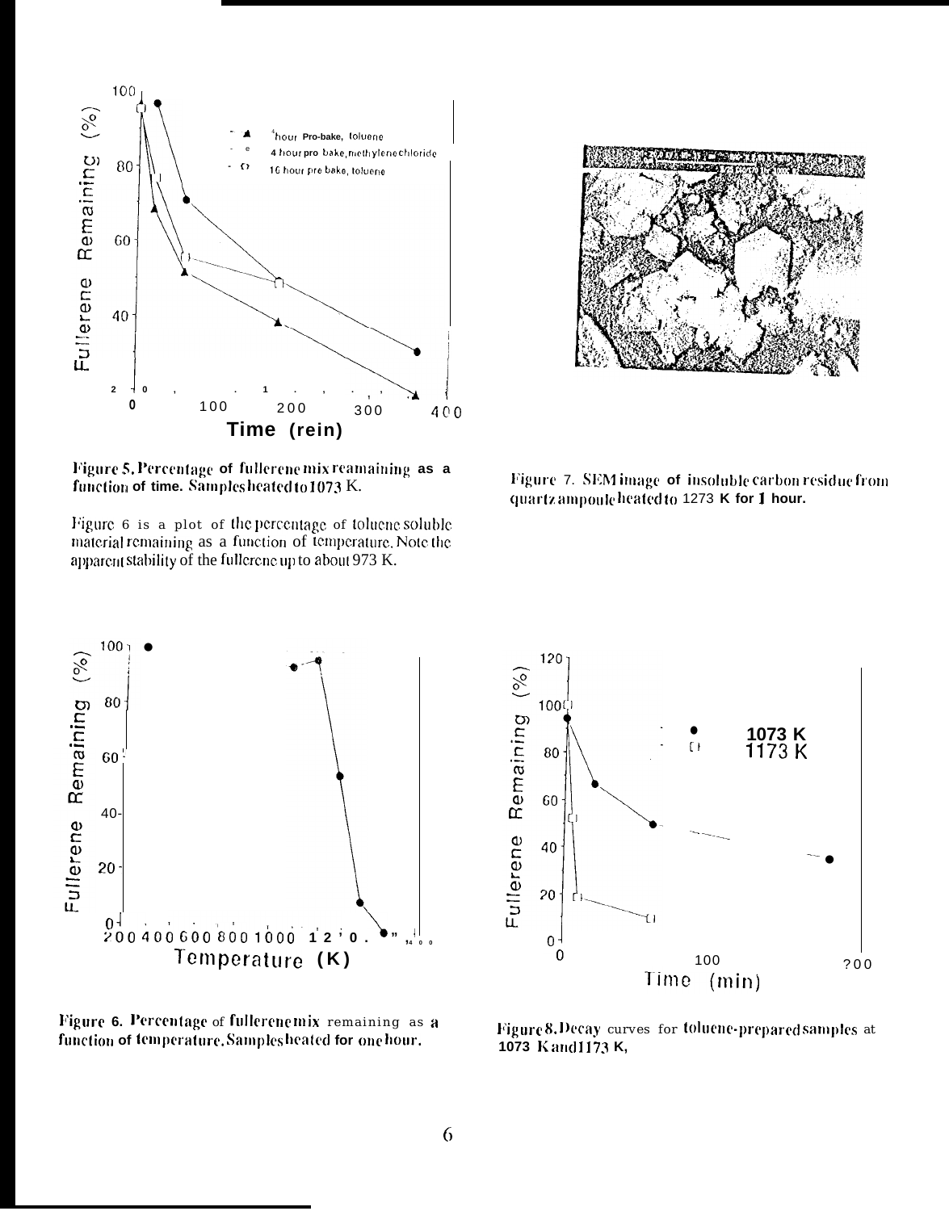Figure 5. Percentage of fullerene mix reamaining as a function of time. Samples heated to 1073 K.

Figure 6 is a plot of the percentage of toluene soluble material remaining as a function of temperature. Note the apparent stability of the fullerene up to about 973 K.

Figure 7. SEM image of insoluble carbon residue from quartz ampoule heated to 1273 K for 1 hour.

Figure 6. Percentage of fullerene mix remaining as a function of temperature. Samples heated for one hour.

Figure 8. Decay curves for toluene-prepared samples at 1073 K and 1173 K,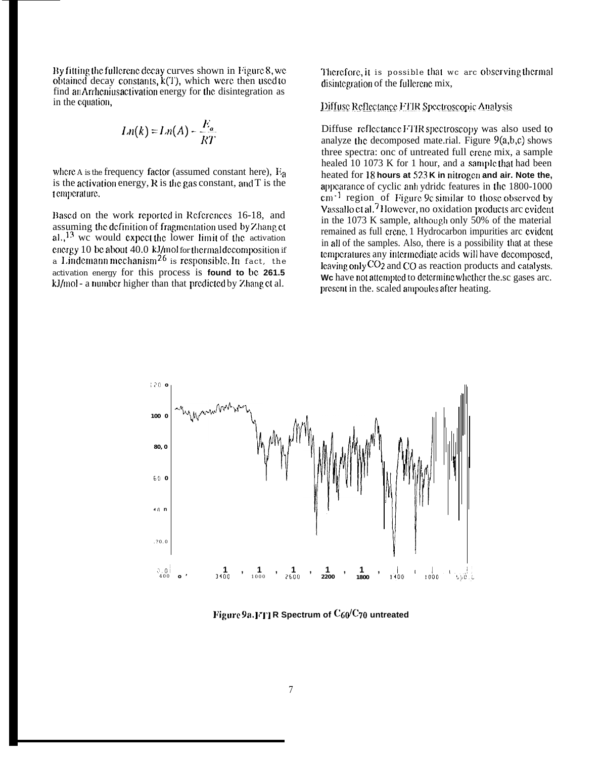By fitting the fullerene decay curves shown in Figure 8, we obtained decay constants, k(T), which were then used to find an Arrhenius activation energy for the disintegration as in the equation,

$$Ln(k) = Ln(A) - \frac{E_a}{RT}$$

where A is the frequency factor (assumed constant here), $E_a$ is the activation energy, R is the gas constant, and T is the temperature.

Based on the work reported in References 16-18, and assuming the definition of fragmentation used by Zhang et al.,[13] we would expect the lower limit of the activation energy to be about 40.0 kJ/mol for thermal decomposition if a Lindemann mechanism[26] is responsible. In fact, the activation energy for this process is found to be 261.5 kJ/mol - a number higher than that predicted by Zhang et al.

Therefore, it is possible that we are observing thermal disintegration of the fullerene mix,

## Diffuse Reflectance FTIR Spectroscopic Analysis

Diffuse reflectance FTIR spectroscopy was also used to analyze the decomposed mate.rial. Figure 9(a,b,c) shows three spectra: one of untreated full erene mix, a sample healed to 1073 K for 1 hour, and a sample that had been heated for 18 hours at 523 K in nitrogen and air. Note the, appearance of cyclic anhydride features in the 1800-1000 $cm^{-1}$ region of Figure 9c similar to those observed by Vassallo et al.[7] However, no oxidation products are evident in the 1073 K sample, although only 50% of the material remained as full erene. 1 Hydrocarbon impurities are evident in all of the samples. Also, there is a possibility that at these temperatures any intermediate acids will have decomposed, leaving only $CO_2$ and CO as reaction products and catalysts. We have not attempted to determine whether the.se gases are. present in the. sealed ampoules after heating.

Figure 9a. FTIR Spectrum of $C_{60}/C_{70}$ untreated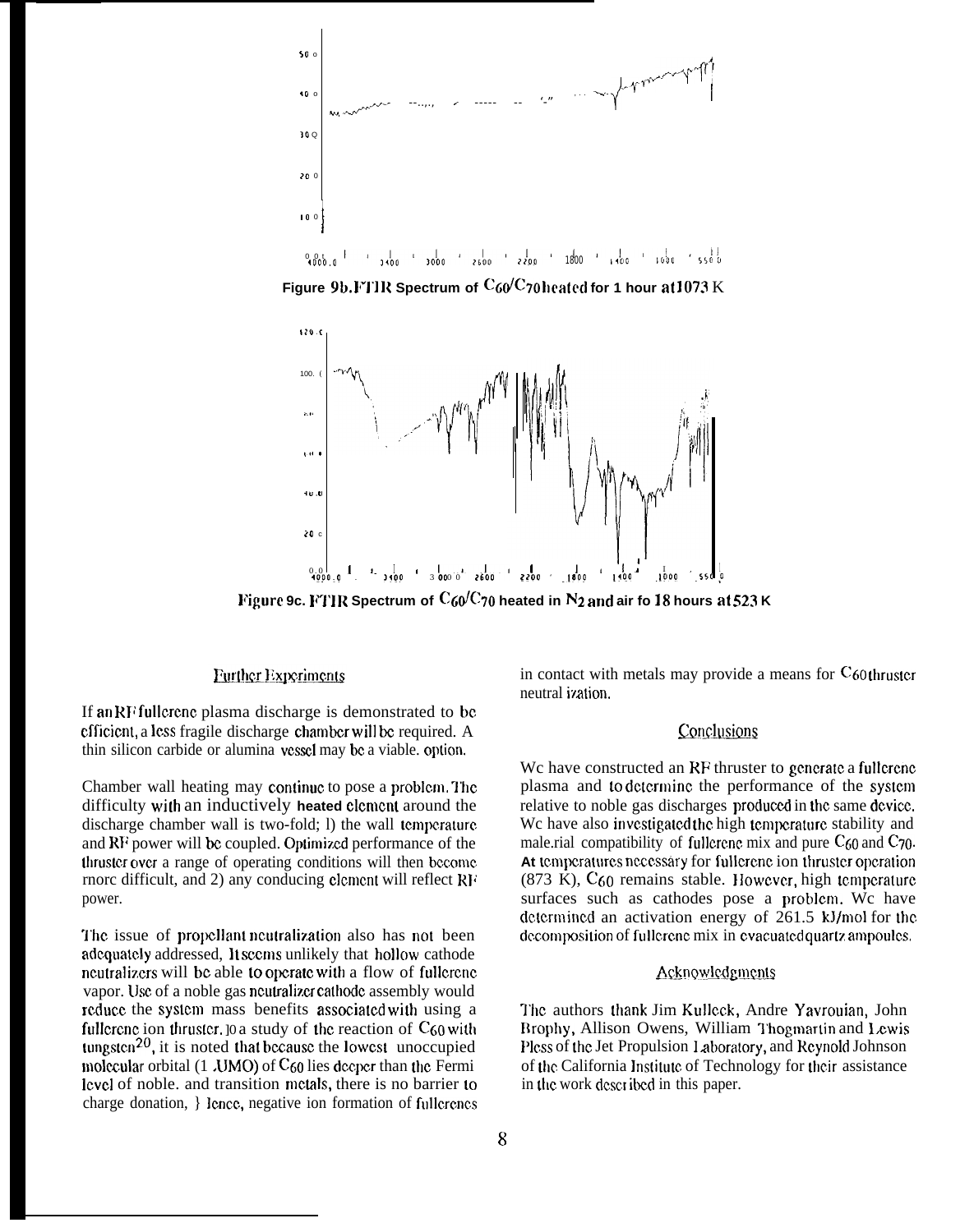Figure 9b. FTIR Spectrum of $C_{60}/C_{70}$ heated for 1 hour at 1073 K

Figure 9c. FTIR Spectrum of $C_{60}/C_{70}$ heated in $N_2$ and air fo 18 hours at 523 K

## Further Experiments

If an RF fullerene plasma discharge is demonstrated to be efficient, a less fragile discharge chamber will be required. A thin silicon carbide or alumina vessel may be a viable. option.

Chamber wall heating may continue to pose a problem. The difficulty with an inductively heated element around the discharge chamber wall is two-fold; l) the wall temperature and RF power will be coupled. Optimized performance of the thruster over a range of operating conditions will then become more difficult, and 2) any conducing element will reflect RF power.

The issue of propellant neutralization also has not been adequately addressed, It seems unlikely that hollow cathode neutralizers will be able to operate with a flow of fullerene vapor. Use of a noble gas neutralizer cathode assembly would reduce the system mass benefits associated with using a fullerene ion thruster. In a study of the reaction of $C_{60}$ with tungsten[20], it is noted that because the lowest unoccupied molecular orbital (LUMO) of $C_{60}$ lies deeper than the Fermi level of noble. and transition metals, there is no barrier to charge donation, Hence, negative ion formation of fullerenes in contact with metals may provide a means for $C_{60}$ thruster neutralization.

## Conclusions

We have constructed an RF thruster to generate a fullerene plasma and to determine the performance of the system relative to noble gas discharges produced in the same device. We have also investigated the high temperature stability and material compatibility of fullerene mix and pure $C_{60}$ and $C_{70}$. At temperatures necessary for fullerene ion thruster operation (873 K), $C_{60}$ remains stable. However, high temperature surfaces such as cathodes pose a problem. We have determined an activation energy of 261.5 kJ/mol for the decomposition of fullerene mix in evacuated quartz ampoules.

## Acknowledgments

The authors thank Jim Kulleck, Andre Yavrouian, John Brophy, Allison Owens, William Thogmartin and Lewis Pless of the Jet Propulsion Laboratory, and Reynold Johnson of the California Institute of Technology for their assistance in the work described in this paper.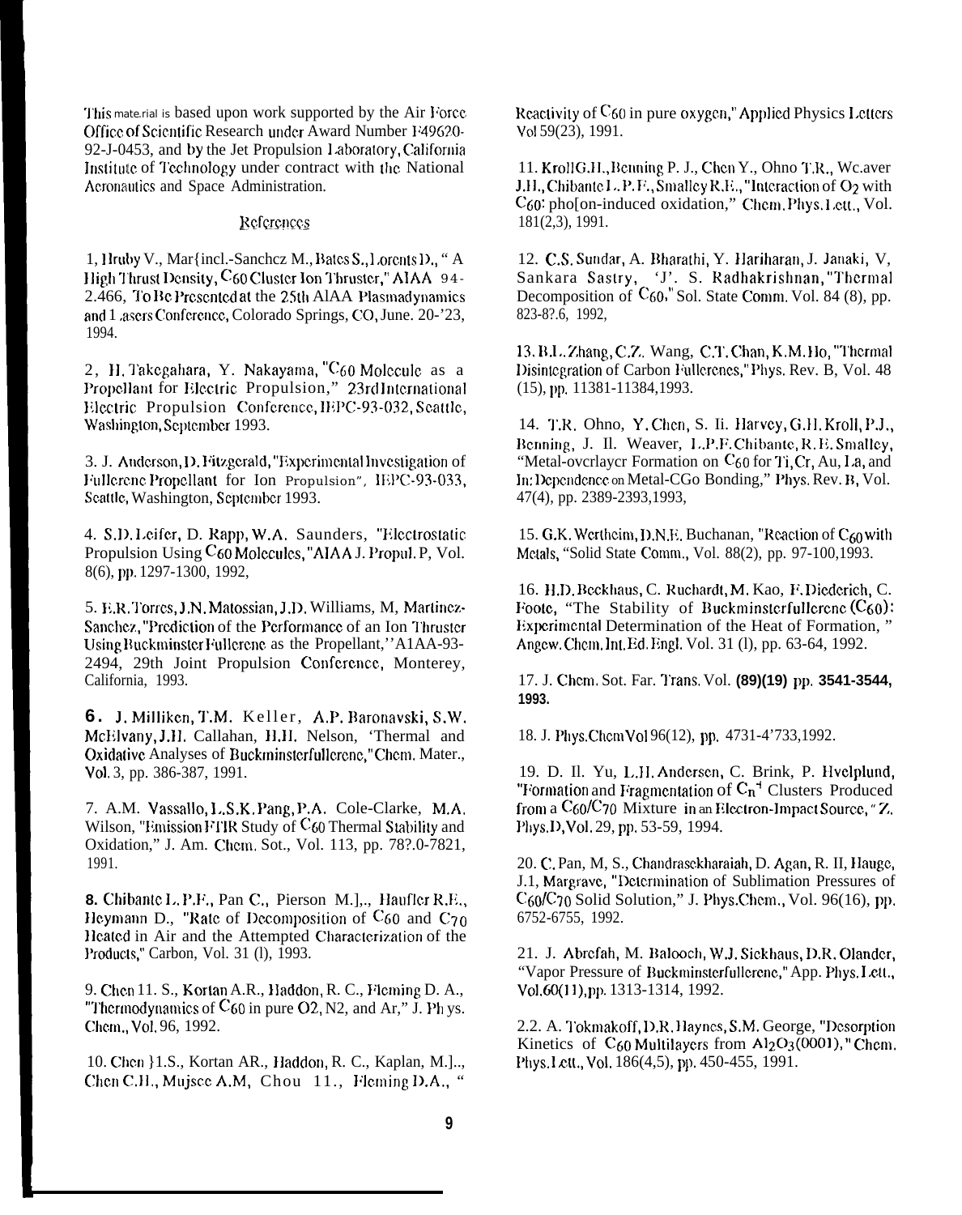This material is based upon work supported by the Air Force Office of Scientific Research under Award Number F49620-92-J-0453, and by the Jet Propulsion Laboratory, California Institute of Technology under contract with the National Aeronautics and Space Administration.

## References

1. Hruby V., Martinez-Sanchez M., Bates S., Lorents D., "A High Thrust Density, $C_{60}$ Cluster Ion Thruster," AIAA 94-2.466, To Be Presented at the 25th AIAA Plasmadynamics and Lasers Conference, Colorado Springs, CO, June. 20-'23, 1994.

2. H. Takegahara, Y. Nakayama, "$C_{60}$ Molecule as a Propellant for Electric Propulsion," 23rd International Electric Propulsion Conference, IEPC-93-032, Seattle, Washington, September 1993.

3. J. Anderson, D. Fitzgerald, "Experimental Investigation of Fullerene Propellant for Ion Propulsion", IEPC-93-033, Seattle, Washington, September 1993.

4. S.D. Leifer, D. Rapp, W.A. Saunders, "Electrostatic Propulsion Using $C_{60}$ Molecules," AIAA J. Propul. P, Vol. 8(6), pp. 1297-1300, 1992,

5. E.R. Torres, J.N. Matossian, J.D. Williams, M, Martinez-Sanchez, "Prediction of the Performance of an Ion Thruster Using Buckminster Fullerene as the Propellant," A1AA-93-2494, 29th Joint Propulsion Conference, Monterey, California, 1993.

6. J. Milliken, T.M. Keller, A.P. Baronavski, S.W. McElvany, J.H. Callahan, H.H. Nelson, 'Thermal and Oxidative Analyses of Buckminsterfullerene," Chem. Mater., Vol. 3, pp. 386-387, 1991.

7. A.M. Vassallo, L.S.K. Pang, P.A. Cole-Clarke, M.A. Wilson, "Emission FTIR Study of $C_{60}$ Thermal Stability and Oxidation," J. Am. Chem. Sot., Vol. 113, pp. 78?.0-7821, 1991.

8. Chibante L. P.F., Pan C., Pierson M.],., Haufler R.E., Heymann D., "Rate of Decomposition of $C_{60}$ and $C_{70}$ Heated in Air and the Attempted Characterization of the Products," Carbon, Vol. 31 (l), 1993.

9. Chen 11. S., Kortan A.R., Haddon, R. C., Fleming D. A., "Thermodynamics of $C_{60}$ in pure O2, N2, and Ar," J. Ph ys. Chem., Vol. 96, 1992.

10. Chen }1.S., Kortan AR., Haddon, R. C., Kaplan, M.].., Chen C.H., Mujsce A.M, Chou 11., Fleming D.A., "Reactivity of $C_{60}$ in pure oxygen," Applied Physics Letters Vol 59(23), 1991.

11. Kroll G.H., Benning P. J., Chen Y., Ohno T.R., Weaver J.H., Chibante L. P. F., Smalley R.E., "Interaction of $O_2$ with $C_{60}$: pho[on-induced oxidation," Chem. Phys. Lett., Vol. 181(2,3), 1991.

12. C.S. Sundar, A. Bharathi, Y. Hariharan, J. Janaki, V, Sankara Sastry, 'J'. S. Radhakrishnan, "Thermal Decomposition of $C_{60}$," Sol. State Comm. Vol. 84 (8), pp. 823-8?.6, 1992,

13. B.L. Zhang, C.Z. Wang, C.T. Chan, K.M. Ho, "Thermal Disintegration of Carbon Fullerenes," Phys. Rev. B, Vol. 48 (15), pp. 11381-11384, 1993.

14. T.R. Ohno, Y. Chen, S. Ii. Harvey, G.H. Kroll, P.J., Benning, J. Il. Weaver, L.P.F. Chibante, R.E. Smalley, "Metal-overlayer Formation on $C_{60}$ for Ti, Cr, Au, La, and In: Dependence on Metal-CGo Bonding," Phys. Rev. B, Vol. 47(4), pp. 2389-2393, 1993,

15. G.K. Wertheim, D.N.E. Buchanan, "Reaction of $C_{60}$ with Metals, "Solid State Comm., Vol. 88(2), pp. 97-100, 1993.

16. H.D. Beckhaus, C. Ruchardt, M. Kao, F. Diederich, C. Foote, "The Stability of Buckminsterfullerene ($C_{60}$): Experimental Determination of the Heat of Formation," Angew. Chem. Int. Ed. Engl. Vol. 31 (l), pp. 63-64, 1992.

17. J. Chem. Sot. Far. Trans. Vol. **(89)(19)** pp. **3541-3544, 1993.**

18. J. Phys. Chem Vol 96(12), pp. 4731-4'733, 1992.

19. D. Il. Yu, L.H. Andersen, C. Brink, P. Hvelplund, "Formation and Fragmentation of $C_n^+$ Clusters Produced from a $C_{60}/C_{70}$ Mixture in an Electron-Impact Source," Z. Phys. D, Vol. 29, pp. 53-59, 1994.

20. C. Pan, M, S., Chandrasekharaiah, D. Agan, R. II, Hauge, J.1, Margrave, "Determination of Sublimation Pressures of $C_{60}/C_{70}$ Solid Solution," J. Phys. Chem., Vol. 96(16), pp. 6752-6755, 1992.

21. J. Abrefah, M. Balooch, W.J. Sickhaus, D.R. Olander, "Vapor Pressure of Buckminsterfullerene," App. Phys. Lett., Vol. 60(11), pp. 1313-1314, 1992.

2.2. A. Tokmakoff, D.R. Haynes, S.M. George, "Desorption Kinetics of $C_{60}$ Multilayers from $Al_2O_3(0001)$," Chem. Phys. Lett., Vol. 186(4,5), pp. 450-455, 1991.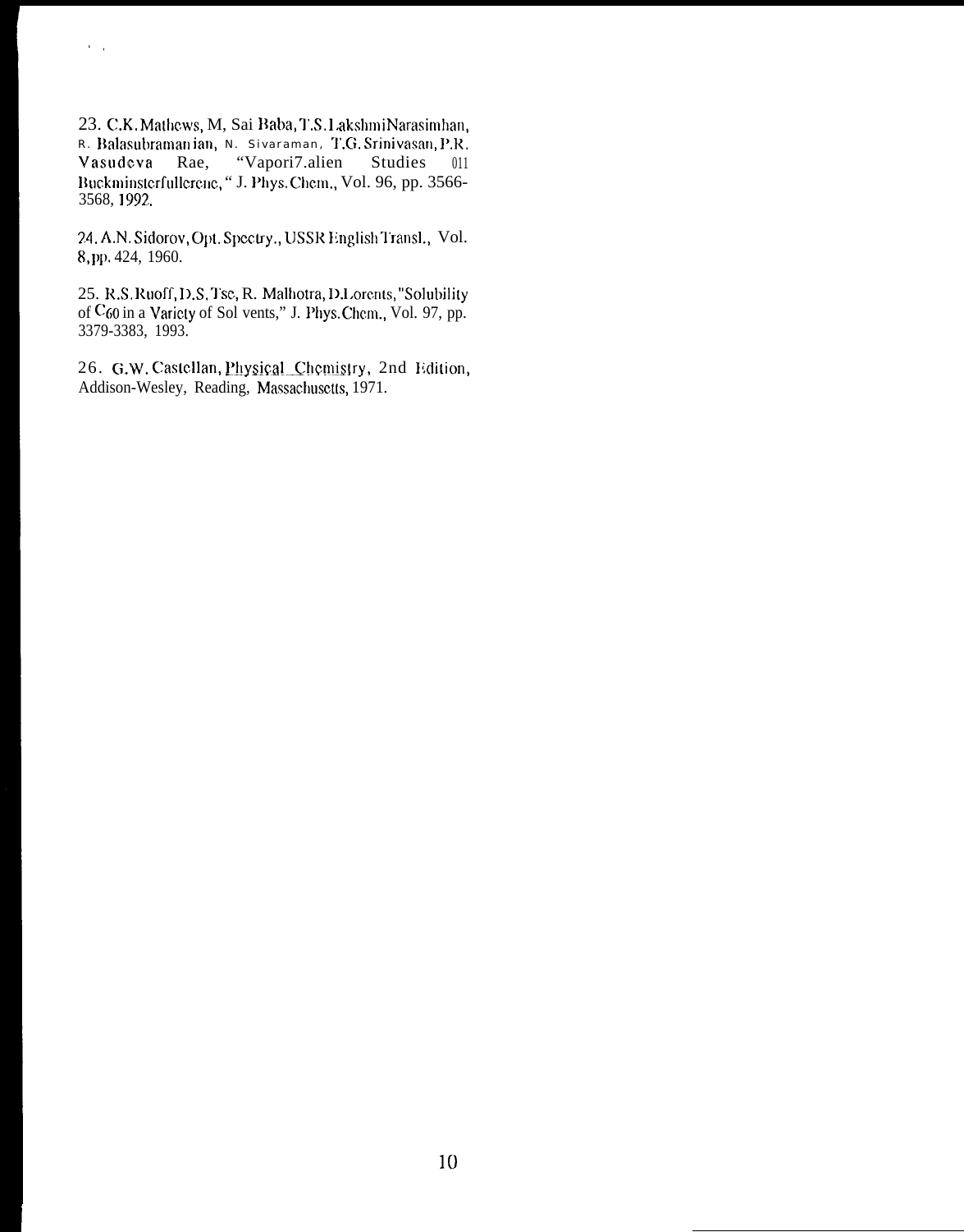23. C.K. Mathews, M, Sai Baba, T.S. LakshmiNarasimhan, R. Balasubramanian, N. Sivaraman, T.G. Srinivasan, P.R. Vasudeva Rae, "Vapori7.alien Studies 011 Buckminsterfullerene, " J. Phys. Chem., Vol. 96, pp. 3566-3568, 1992.

24. A.N. Sidorov, Opt. Spectry., USSR English Transl., Vol. 8, pp. 424, 1960.

25. R.S. Ruoff, D.S. Tse, R. Malhotra, D. Lorents, "Solubility of $C_{60}$ in a Variety of Sol vents," J. Phys. Chem., Vol. 97, pp. 3379-3383, 1993.

26. G.W. Castellan, Physical Chemistry, 2nd Edition, Addison-Wesley, Reading, Massachusetts, 1971.